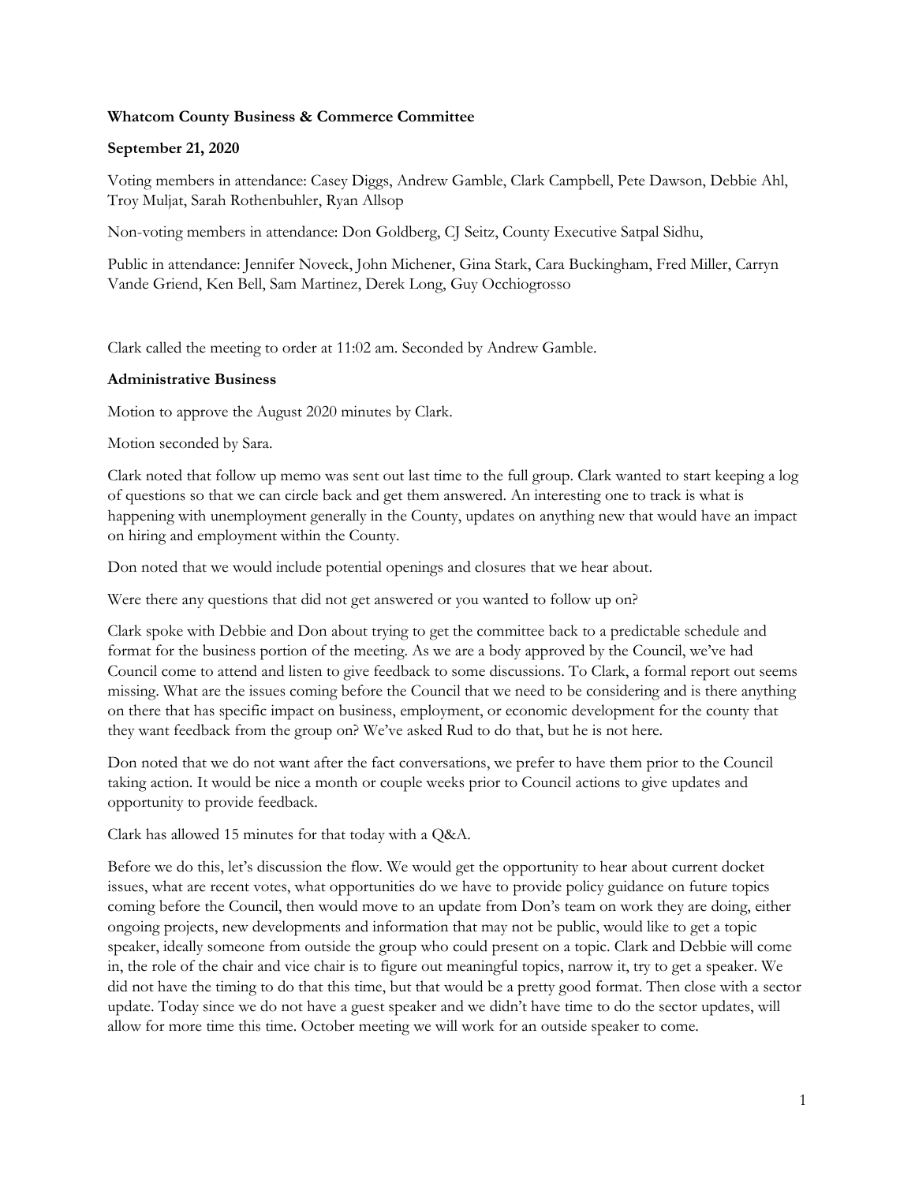**Whatcom County Business & Commerce Committee**

**September 21, 2020**

Voting members in attendance: Casey Diggs, Andrew Gamble, Clark Campbell, Pete Dawson, Debbie Ahl, Troy Muljat, Sarah Rothenbuhler, Ryan Allsop

Non-voting members in attendance: Don Goldberg, CJ Seitz, County Executive Satpal Sidhu,

Public in attendance: Jennifer Noveck, John Michener, Gina Stark, Cara Buckingham, Fred Miller, Carryn Vande Griend, Ken Bell, Sam Martinez, Derek Long, Guy Occhiogrosso

Clark called the meeting to order at 11:02 am. Seconded by Andrew Gamble.

**Administrative Business**

Motion to approve the August 2020 minutes by Clark.

Motion seconded by Sara.

Clark noted that follow up memo was sent out last time to the full group. Clark wanted to start keeping a log of questions so that we can circle back and get them answered. An interesting one to track is what is happening with unemployment generally in the County, updates on anything new that would have an impact on hiring and employment within the County.

Don noted that we would include potential openings and closures that we hear about.

Were there any questions that did not get answered or you wanted to follow up on?

Clark spoke with Debbie and Don about trying to get the committee back to a predictable schedule and format for the business portion of the meeting. As we are a body approved by the Council, we've had Council come to attend and listen to give feedback to some discussions. To Clark, a formal report out seems missing. What are the issues coming before the Council that we need to be considering and is there anything on there that has specific impact on business, employment, or economic development for the county that they want feedback from the group on? We've asked Rud to do that, but he is not here.

Don noted that we do not want after the fact conversations, we prefer to have them prior to the Council taking action. It would be nice a month or couple weeks prior to Council actions to give updates and opportunity to provide feedback.

Clark has allowed 15 minutes for that today with a Q&A.

Before we do this, let's discussion the flow. We would get the opportunity to hear about current docket issues, what are recent votes, what opportunities do we have to provide policy guidance on future topics coming before the Council, then would move to an update from Don's team on work they are doing, either ongoing projects, new developments and information that may not be public, would like to get a topic speaker, ideally someone from outside the group who could present on a topic. Clark and Debbie will come in, the role of the chair and vice chair is to figure out meaningful topics, narrow it, try to get a speaker. We did not have the timing to do that this time, but that would be a pretty good format. Then close with a sector update. Today since we do not have a guest speaker and we didn't have time to do the sector updates, will allow for more time this time. October meeting we will work for an outside speaker to come.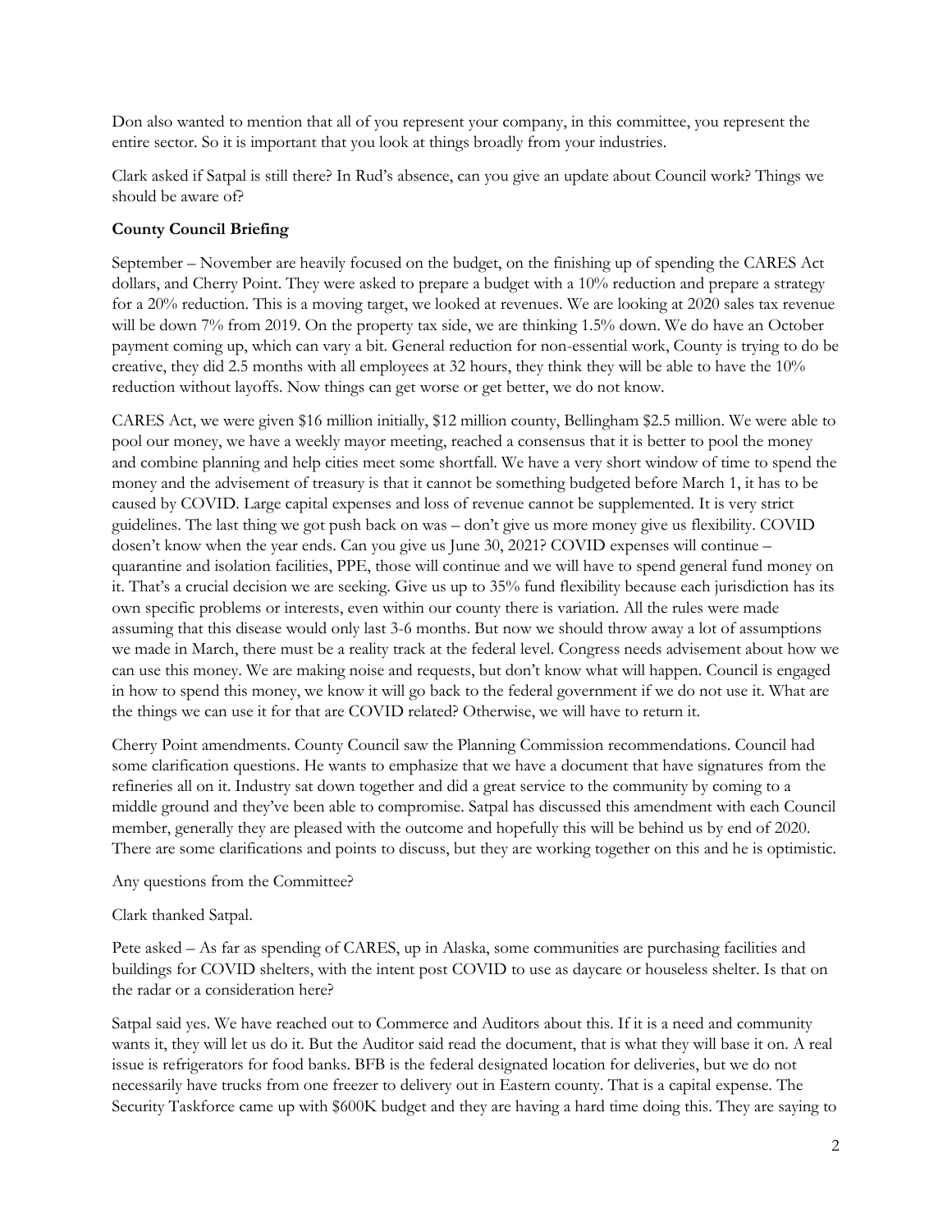Don also wanted to mention that all of you represent your company, in this committee, you represent the entire sector. So it is important that you look at things broadly from your industries.

Clark asked if Satpal is still there? In Rud's absence, can you give an update about Council work? Things we should be aware of?

**County Council Briefing**

September – November are heavily focused on the budget, on the finishing up of spending the CARES Act dollars, and Cherry Point. They were asked to prepare a budget with a 10% reduction and prepare a strategy for a 20% reduction. This is a moving target, we looked at revenues. We are looking at 2020 sales tax revenue will be down 7% from 2019. On the property tax side, we are thinking 1.5% down. We do have an October payment coming up, which can vary a bit. General reduction for non-essential work, County is trying to do be creative, they did 2.5 months with all employees at 32 hours, they think they will be able to have the 10% reduction without layoffs. Now things can get worse or get better, we do not know.

CARES Act, we were given $16 million initially, $12 million county, Bellingham $2.5 million. We were able to pool our money, we have a weekly mayor meeting, reached a consensus that it is better to pool the money and combine planning and help cities meet some shortfall. We have a very short window of time to spend the money and the advisement of treasury is that it cannot be something budgeted before March 1, it has to be caused by COVID. Large capital expenses and loss of revenue cannot be supplemented. It is very strict guidelines. The last thing we got push back on was – don't give us more money give us flexibility. COVID dosen't know when the year ends. Can you give us June 30, 2021? COVID expenses will continue – quarantine and isolation facilities, PPE, those will continue and we will have to spend general fund money on it. That's a crucial decision we are seeking. Give us up to 35% fund flexibility because each jurisdiction has its own specific problems or interests, even within our county there is variation. All the rules were made assuming that this disease would only last 3-6 months. But now we should throw away a lot of assumptions we made in March, there must be a reality track at the federal level. Congress needs advisement about how we can use this money. We are making noise and requests, but don't know what will happen. Council is engaged in how to spend this money, we know it will go back to the federal government if we do not use it. What are the things we can use it for that are COVID related? Otherwise, we will have to return it.

Cherry Point amendments. County Council saw the Planning Commission recommendations. Council had some clarification questions. He wants to emphasize that we have a document that have signatures from the refineries all on it. Industry sat down together and did a great service to the community by coming to a middle ground and they've been able to compromise. Satpal has discussed this amendment with each Council member, generally they are pleased with the outcome and hopefully this will be behind us by end of 2020. There are some clarifications and points to discuss, but they are working together on this and he is optimistic.

Any questions from the Committee?

Clark thanked Satpal.

Pete asked – As far as spending of CARES, up in Alaska, some communities are purchasing facilities and buildings for COVID shelters, with the intent post COVID to use as daycare or houseless shelter. Is that on the radar or a consideration here?

Satpal said yes. We have reached out to Commerce and Auditors about this. If it is a need and community wants it, they will let us do it. But the Auditor said read the document, that is what they will base it on. A real issue is refrigerators for food banks. BFB is the federal designated location for deliveries, but we do not necessarily have trucks from one freezer to delivery out in Eastern county. That is a capital expense. The Security Taskforce came up with $600K budget and they are having a hard time doing this. They are saying to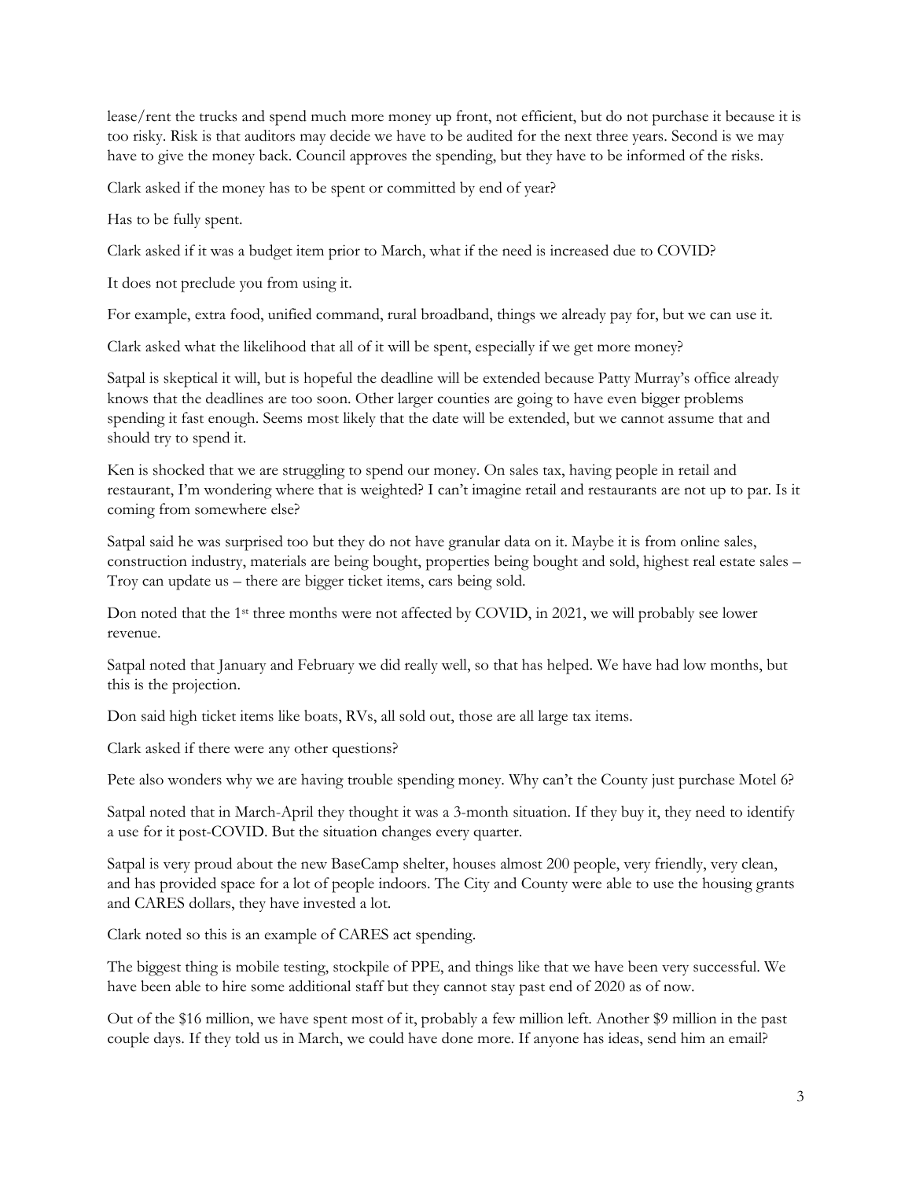lease/rent the trucks and spend much more money up front, not efficient, but do not purchase it because it is too risky. Risk is that auditors may decide we have to be audited for the next three years. Second is we may have to give the money back. Council approves the spending, but they have to be informed of the risks.

Clark asked if the money has to be spent or committed by end of year?

Has to be fully spent.

Clark asked if it was a budget item prior to March, what if the need is increased due to COVID?

It does not preclude you from using it.

For example, extra food, unified command, rural broadband, things we already pay for, but we can use it.

Clark asked what the likelihood that all of it will be spent, especially if we get more money?

Satpal is skeptical it will, but is hopeful the deadline will be extended because Patty Murray's office already knows that the deadlines are too soon. Other larger counties are going to have even bigger problems spending it fast enough. Seems most likely that the date will be extended, but we cannot assume that and should try to spend it.

Ken is shocked that we are struggling to spend our money. On sales tax, having people in retail and restaurant, I'm wondering where that is weighted? I can't imagine retail and restaurants are not up to par. Is it coming from somewhere else?

Satpal said he was surprised too but they do not have granular data on it. Maybe it is from online sales, construction industry, materials are being bought, properties being bought and sold, highest real estate sales – Troy can update us – there are bigger ticket items, cars being sold.

Don noted that the 1st three months were not affected by COVID, in 2021, we will probably see lower revenue.

Satpal noted that January and February we did really well, so that has helped. We have had low months, but this is the projection.

Don said high ticket items like boats, RVs, all sold out, those are all large tax items.

Clark asked if there were any other questions?

Pete also wonders why we are having trouble spending money. Why can't the County just purchase Motel 6?

Satpal noted that in March-April they thought it was a 3-month situation. If they buy it, they need to identify a use for it post-COVID. But the situation changes every quarter.

Satpal is very proud about the new BaseCamp shelter, houses almost 200 people, very friendly, very clean, and has provided space for a lot of people indoors. The City and County were able to use the housing grants and CARES dollars, they have invested a lot.

Clark noted so this is an example of CARES act spending.

The biggest thing is mobile testing, stockpile of PPE, and things like that we have been very successful. We have been able to hire some additional staff but they cannot stay past end of 2020 as of now.

Out of the $16 million, we have spent most of it, probably a few million left. Another $9 million in the past couple days. If they told us in March, we could have done more. If anyone has ideas, send him an email?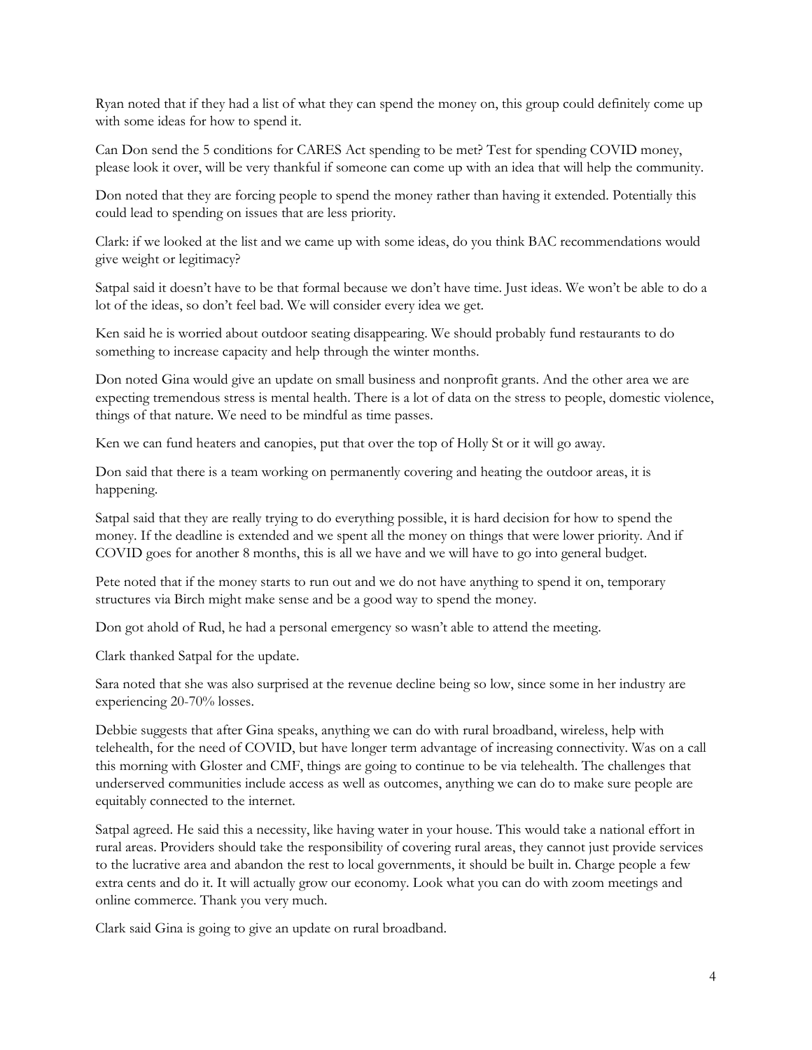Ryan noted that if they had a list of what they can spend the money on, this group could definitely come up with some ideas for how to spend it.

Can Don send the 5 conditions for CARES Act spending to be met? Test for spending COVID money, please look it over, will be very thankful if someone can come up with an idea that will help the community.

Don noted that they are forcing people to spend the money rather than having it extended. Potentially this could lead to spending on issues that are less priority.

Clark: if we looked at the list and we came up with some ideas, do you think BAC recommendations would give weight or legitimacy?

Satpal said it doesn't have to be that formal because we don't have time. Just ideas. We won't be able to do a lot of the ideas, so don't feel bad. We will consider every idea we get.

Ken said he is worried about outdoor seating disappearing. We should probably fund restaurants to do something to increase capacity and help through the winter months.

Don noted Gina would give an update on small business and nonprofit grants. And the other area we are expecting tremendous stress is mental health. There is a lot of data on the stress to people, domestic violence, things of that nature. We need to be mindful as time passes.

Ken we can fund heaters and canopies, put that over the top of Holly St or it will go away.

Don said that there is a team working on permanently covering and heating the outdoor areas, it is happening.

Satpal said that they are really trying to do everything possible, it is hard decision for how to spend the money. If the deadline is extended and we spent all the money on things that were lower priority. And if COVID goes for another 8 months, this is all we have and we will have to go into general budget.

Pete noted that if the money starts to run out and we do not have anything to spend it on, temporary structures via Birch might make sense and be a good way to spend the money.

Don got ahold of Rud, he had a personal emergency so wasn't able to attend the meeting.

Clark thanked Satpal for the update.

Sara noted that she was also surprised at the revenue decline being so low, since some in her industry are experiencing 20-70% losses.

Debbie suggests that after Gina speaks, anything we can do with rural broadband, wireless, help with telehealth, for the need of COVID, but have longer term advantage of increasing connectivity. Was on a call this morning with Gloster and CMF, things are going to continue to be via telehealth. The challenges that underserved communities include access as well as outcomes, anything we can do to make sure people are equitably connected to the internet.

Satpal agreed. He said this a necessity, like having water in your house. This would take a national effort in rural areas. Providers should take the responsibility of covering rural areas, they cannot just provide services to the lucrative area and abandon the rest to local governments, it should be built in. Charge people a few extra cents and do it. It will actually grow our economy. Look what you can do with zoom meetings and online commerce. Thank you very much.

Clark said Gina is going to give an update on rural broadband.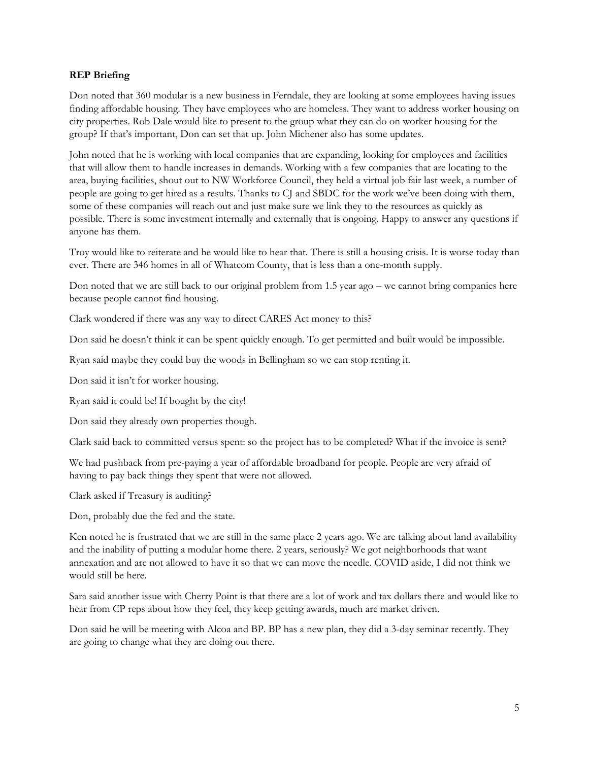**REP Briefing**

Don noted that 360 modular is a new business in Ferndale, they are looking at some employees having issues finding affordable housing. They have employees who are homeless. They want to address worker housing on city properties. Rob Dale would like to present to the group what they can do on worker housing for the group? If that's important, Don can set that up. John Michener also has some updates.

John noted that he is working with local companies that are expanding, looking for employees and facilities that will allow them to handle increases in demands. Working with a few companies that are locating to the area, buying facilities, shout out to NW Workforce Council, they held a virtual job fair last week, a number of people are going to get hired as a results. Thanks to CJ and SBDC for the work we've been doing with them, some of these companies will reach out and just make sure we link they to the resources as quickly as possible. There is some investment internally and externally that is ongoing. Happy to answer any questions if anyone has them.

Troy would like to reiterate and he would like to hear that. There is still a housing crisis. It is worse today than ever. There are 346 homes in all of Whatcom County, that is less than a one-month supply.

Don noted that we are still back to our original problem from 1.5 year ago – we cannot bring companies here because people cannot find housing.

Clark wondered if there was any way to direct CARES Act money to this?

Don said he doesn't think it can be spent quickly enough. To get permitted and built would be impossible.

Ryan said maybe they could buy the woods in Bellingham so we can stop renting it.

Don said it isn't for worker housing.

Ryan said it could be! If bought by the city!

Don said they already own properties though.

Clark said back to committed versus spent: so the project has to be completed? What if the invoice is sent?

We had pushback from pre-paying a year of affordable broadband for people. People are very afraid of having to pay back things they spent that were not allowed.

Clark asked if Treasury is auditing?

Don, probably due the fed and the state.

Ken noted he is frustrated that we are still in the same place 2 years ago. We are talking about land availability and the inability of putting a modular home there. 2 years, seriously? We got neighborhoods that want annexation and are not allowed to have it so that we can move the needle. COVID aside, I did not think we would still be here.

Sara said another issue with Cherry Point is that there are a lot of work and tax dollars there and would like to hear from CP reps about how they feel, they keep getting awards, much are market driven.

Don said he will be meeting with Alcoa and BP. BP has a new plan, they did a 3-day seminar recently. They are going to change what they are doing out there.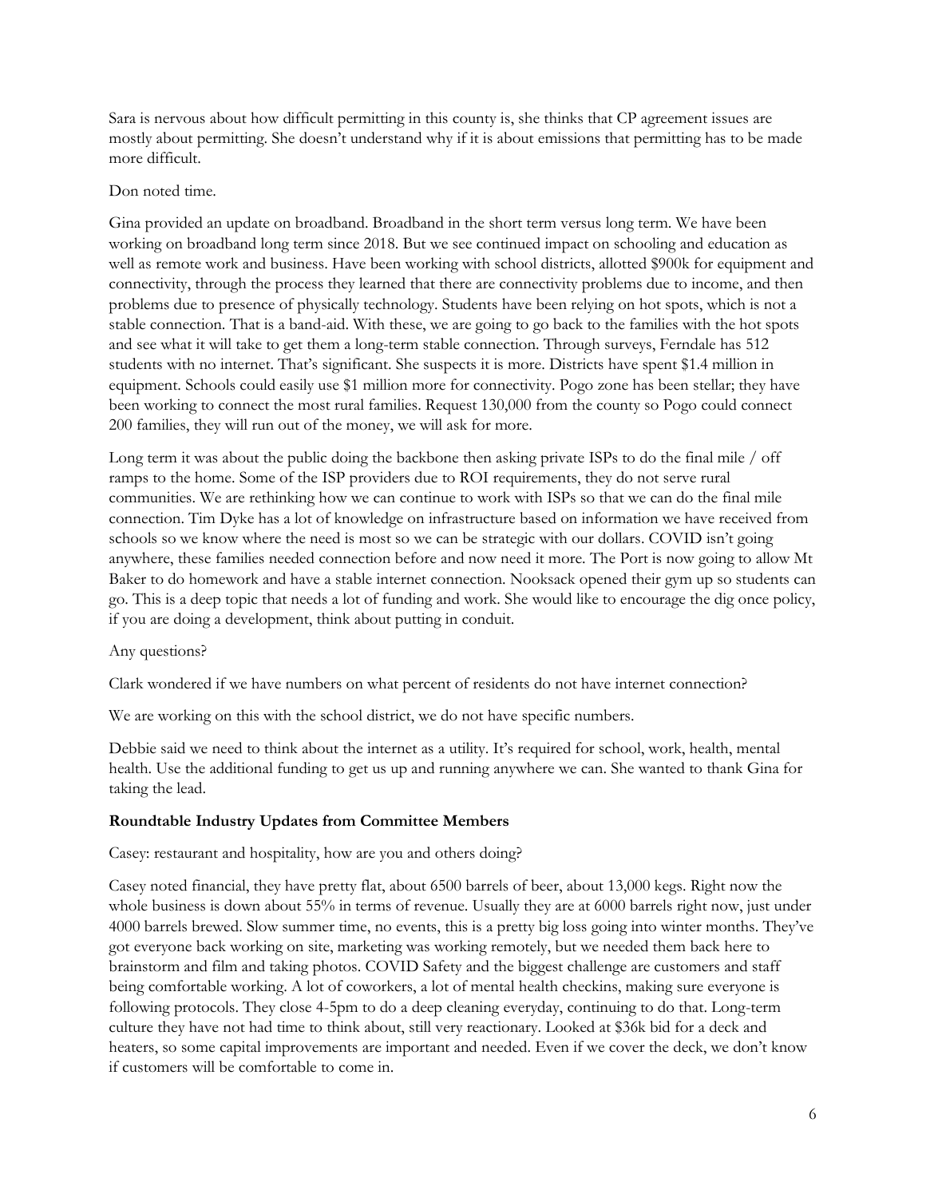Sara is nervous about how difficult permitting in this county is, she thinks that CP agreement issues are mostly about permitting. She doesn't understand why if it is about emissions that permitting has to be made more difficult.

Don noted time.

Gina provided an update on broadband. Broadband in the short term versus long term. We have been working on broadband long term since 2018. But we see continued impact on schooling and education as well as remote work and business. Have been working with school districts, allotted $900k for equipment and connectivity, through the process they learned that there are connectivity problems due to income, and then problems due to presence of physically technology. Students have been relying on hot spots, which is not a stable connection. That is a band-aid. With these, we are going to go back to the families with the hot spots and see what it will take to get them a long-term stable connection. Through surveys, Ferndale has 512 students with no internet. That's significant. She suspects it is more. Districts have spent $1.4 million in equipment. Schools could easily use $1 million more for connectivity. Pogo zone has been stellar; they have been working to connect the most rural families. Request 130,000 from the county so Pogo could connect 200 families, they will run out of the money, we will ask for more.

Long term it was about the public doing the backbone then asking private ISPs to do the final mile / off ramps to the home. Some of the ISP providers due to ROI requirements, they do not serve rural communities. We are rethinking how we can continue to work with ISPs so that we can do the final mile connection. Tim Dyke has a lot of knowledge on infrastructure based on information we have received from schools so we know where the need is most so we can be strategic with our dollars. COVID isn't going anywhere, these families needed connection before and now need it more. The Port is now going to allow Mt Baker to do homework and have a stable internet connection. Nooksack opened their gym up so students can go. This is a deep topic that needs a lot of funding and work. She would like to encourage the dig once policy, if you are doing a development, think about putting in conduit.

Any questions?

Clark wondered if we have numbers on what percent of residents do not have internet connection?

We are working on this with the school district, we do not have specific numbers.

Debbie said we need to think about the internet as a utility. It's required for school, work, health, mental health. Use the additional funding to get us up and running anywhere we can. She wanted to thank Gina for taking the lead.

**Roundtable Industry Updates from Committee Members**

Casey: restaurant and hospitality, how are you and others doing?

Casey noted financial, they have pretty flat, about 6500 barrels of beer, about 13,000 kegs. Right now the whole business is down about 55% in terms of revenue. Usually they are at 6000 barrels right now, just under 4000 barrels brewed. Slow summer time, no events, this is a pretty big loss going into winter months. They've got everyone back working on site, marketing was working remotely, but we needed them back here to brainstorm and film and taking photos. COVID Safety and the biggest challenge are customers and staff being comfortable working. A lot of coworkers, a lot of mental health checkins, making sure everyone is following protocols. They close 4-5pm to do a deep cleaning everyday, continuing to do that. Long-term culture they have not had time to think about, still very reactionary. Looked at $36k bid for a deck and heaters, so some capital improvements are important and needed. Even if we cover the deck, we don't know if customers will be comfortable to come in.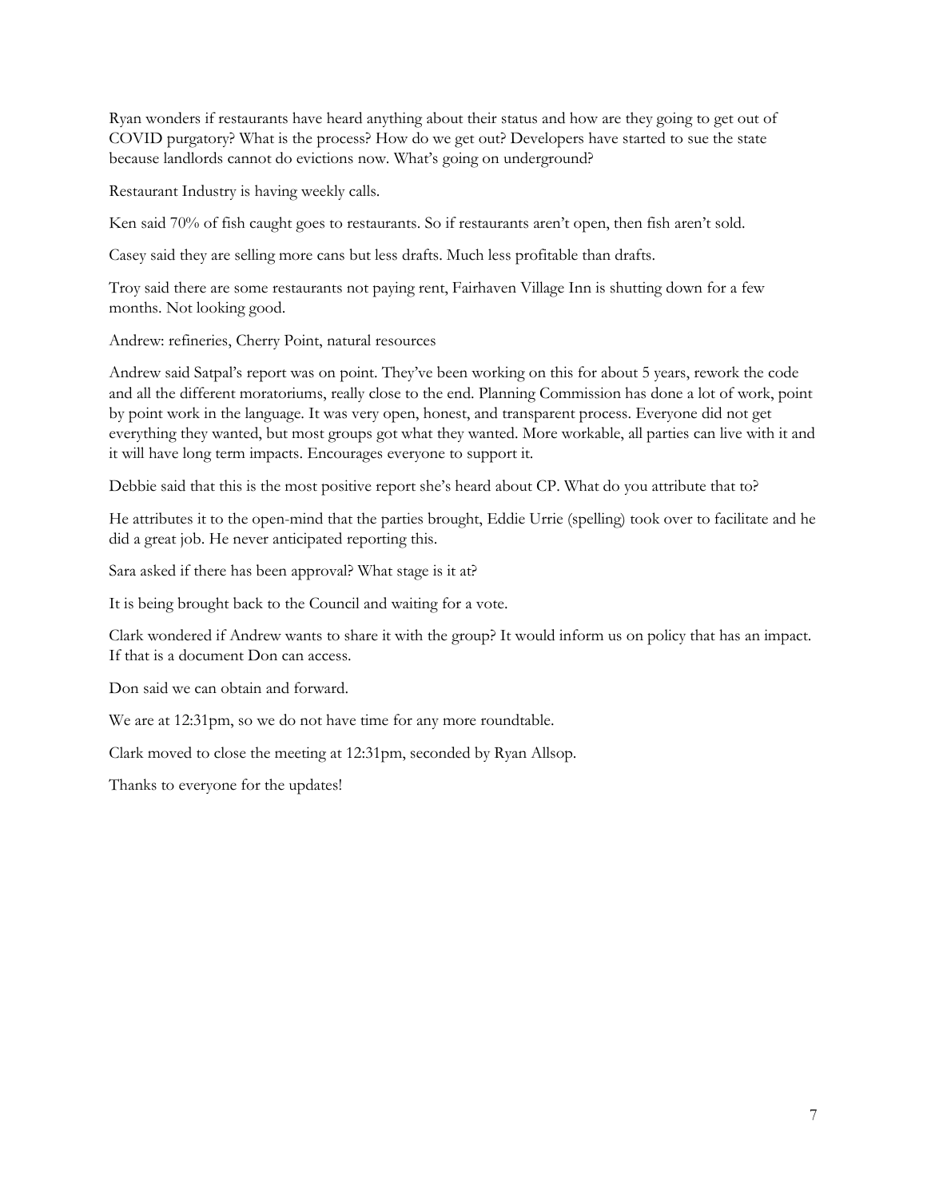Ryan wonders if restaurants have heard anything about their status and how are they going to get out of COVID purgatory? What is the process? How do we get out? Developers have started to sue the state because landlords cannot do evictions now. What's going on underground?

Restaurant Industry is having weekly calls.

Ken said 70% of fish caught goes to restaurants. So if restaurants aren't open, then fish aren't sold.

Casey said they are selling more cans but less drafts. Much less profitable than drafts.

Troy said there are some restaurants not paying rent, Fairhaven Village Inn is shutting down for a few months. Not looking good.

Andrew: refineries, Cherry Point, natural resources

Andrew said Satpal's report was on point. They've been working on this for about 5 years, rework the code and all the different moratoriums, really close to the end. Planning Commission has done a lot of work, point by point work in the language. It was very open, honest, and transparent process. Everyone did not get everything they wanted, but most groups got what they wanted. More workable, all parties can live with it and it will have long term impacts. Encourages everyone to support it.

Debbie said that this is the most positive report she's heard about CP. What do you attribute that to?

He attributes it to the open-mind that the parties brought, Eddie Urrie (spelling) took over to facilitate and he did a great job. He never anticipated reporting this.

Sara asked if there has been approval? What stage is it at?

It is being brought back to the Council and waiting for a vote.

Clark wondered if Andrew wants to share it with the group? It would inform us on policy that has an impact. If that is a document Don can access.

Don said we can obtain and forward.

We are at 12:31pm, so we do not have time for any more roundtable.

Clark moved to close the meeting at 12:31pm, seconded by Ryan Allsop.

Thanks to everyone for the updates!